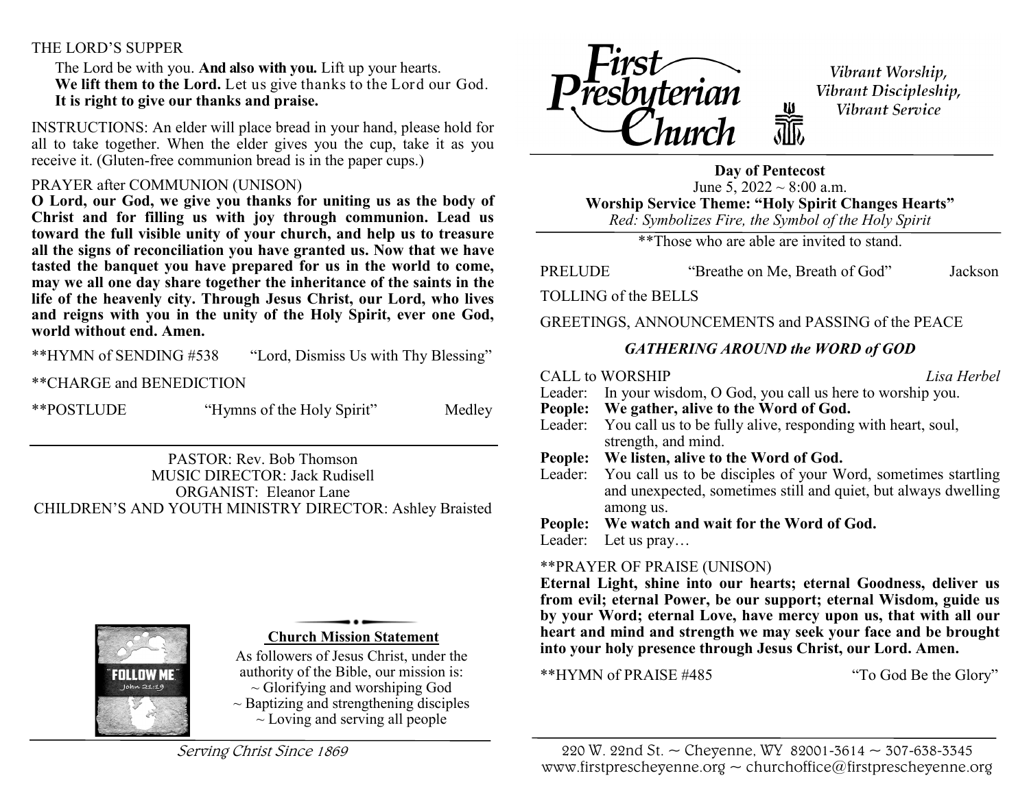THE LORD'S SUPPER

The Lord be with you. **And also with you.** Lift up your hearts.
**We lift them to the Lord.** Let us give thanks to the Lord our God.
**It is right to give our thanks and praise.**

INSTRUCTIONS: An elder will place bread in your hand, please hold for all to take together. When the elder gives you the cup, take it as you receive it. (Gluten-free communion bread is in the paper cups.)

PRAYER after COMMUNION (UNISON)

**O Lord, our God, we give you thanks for uniting us as the body of Christ and for filling us with joy through communion. Lead us toward the full visible unity of your church, and help us to treasure all the signs of reconciliation you have granted us. Now that we have tasted the banquet you have prepared for us in the world to come, may we all one day share together the inheritance of the saints in the life of the heavenly city. Through Jesus Christ, our Lord, who lives and reigns with you in the unity of the Holy Spirit, ever one God, world without end. Amen.**

**HYMN of SENDING #538 "Lord, Dismiss Us with Thy Blessing"

**CHARGE and BENEDICTION

**POSTLUDE "Hymns of the Holy Spirit" Medley

PASTOR: Rev. Bob Thomson
MUSIC DIRECTOR: Jack Rudisell
ORGANIST: Eleanor Lane
CHILDREN'S AND YOUTH MINISTRY DIRECTOR: Ashley Braisted

"FOLLOW ME" John 21:19

**Church Mission Statement**

As followers of Jesus Christ, under the authority of the Bible, our mission is:
~ Glorifying and worshiping God
~ Baptizing and strengthening disciples
~ Loving and serving all people

*Serving Christ Since 1869*

# First Presbyterian Church

*Vibrant Worship, Vibrant Discipleship, Vibrant Service*

**Day of Pentecost**
June 5, 2022 ~ 8:00 a.m.
**Worship Service Theme: "Holy Spirit Changes Hearts"**
*Red: Symbolizes Fire, the Symbol of the Holy Spirit*

**Those who are able are invited to stand.

PRELUDE "Breathe on Me, Breath of God" Jackson

TOLLING of the BELLS

GREETINGS, ANNOUNCEMENTS and PASSING of the PEACE

## *GATHERING AROUND the WORD of GOD*

CALL to WORSHIP *Lisa Herbel*

Leader: In your wisdom, O God, you call us here to worship you.
**People: We gather, alive to the Word of God.**
Leader: You call us to be fully alive, responding with heart, soul, strength, and mind.
**People: We listen, alive to the Word of God.**
Leader: You call us to be disciples of your Word, sometimes startling and unexpected, sometimes still and quiet, but always dwelling among us.
**People: We watch and wait for the Word of God.**
Leader: Let us pray…

**PRAYER OF PRAISE (UNISON)

**Eternal Light, shine into our hearts; eternal Goodness, deliver us from evil; eternal Power, be our support; eternal Wisdom, guide us by your Word; eternal Love, have mercy upon us, that with all our heart and mind and strength we may seek your face and be brought into your holy presence through Jesus Christ, our Lord. Amen.**

**HYMN of PRAISE #485 "To God Be the Glory"

220 W. 22nd St. ~ Cheyenne, WY 82001-3614 ~ 307-638-3345
www.firstprescheyenne.org ~ churchoffice@firstprescheyenne.org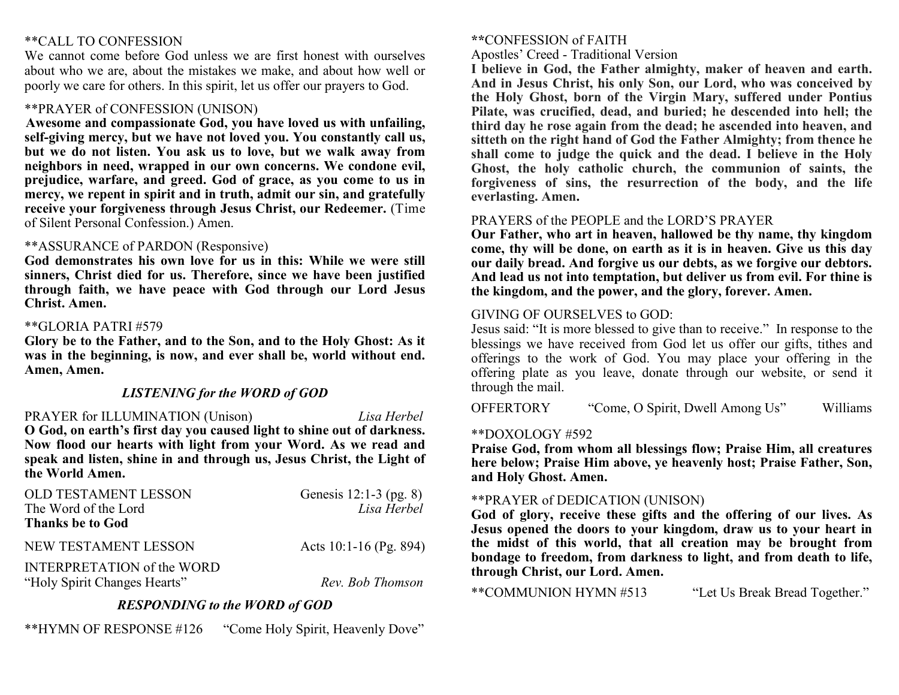\*\*CALL TO CONFESSION

We cannot come before God unless we are first honest with ourselves about who we are, about the mistakes we make, and about how well or poorly we care for others. In this spirit, let us offer our prayers to God.

\*\*PRAYER of CONFESSION (UNISON)

**Awesome and compassionate God, you have loved us with unfailing, self-giving mercy, but we have not loved you. You constantly call us, but we do not listen. You ask us to love, but we walk away from neighbors in need, wrapped in our own concerns. We condone evil, prejudice, warfare, and greed. God of grace, as you come to us in mercy, we repent in spirit and in truth, admit our sin, and gratefully receive your forgiveness through Jesus Christ, our Redeemer.** (Time of Silent Personal Confession.) Amen.

\*\*ASSURANCE of PARDON (Responsive)

**God demonstrates his own love for us in this: While we were still sinners, Christ died for us. Therefore, since we have been justified through faith, we have peace with God through our Lord Jesus Christ. Amen.**

\*\*GLORIA PATRI #579

**Glory be to the Father, and to the Son, and to the Holy Ghost: As it was in the beginning, is now, and ever shall be, world without end. Amen, Amen.**

## *LISTENING for the WORD of GOD*

PRAYER for ILLUMINATION (Unison) *Lisa Herbel*

**O God, on earth's first day you caused light to shine out of darkness. Now flood our hearts with light from your Word. As we read and speak and listen, shine in and through us, Jesus Christ, the Light of the World Amen.**

OLD TESTAMENT LESSON Genesis 12:1-3 (pg. 8)

The Word of the Lord *Lisa Herbel*

**Thanks be to God**

NEW TESTAMENT LESSON Acts 10:1-16 (Pg. 894)

INTERPRETATION of the WORD

"Holy Spirit Changes Hearts" *Rev. Bob Thomson*

## *RESPONDING to the WORD of GOD*

\*\*HYMN OF RESPONSE #126 "Come Holy Spirit, Heavenly Dove"

\*\*CONFESSION of FAITH

Apostles' Creed - Traditional Version

**I believe in God, the Father almighty, maker of heaven and earth. And in Jesus Christ, his only Son, our Lord, who was conceived by the Holy Ghost, born of the Virgin Mary, suffered under Pontius Pilate, was crucified, dead, and buried; he descended into hell; the third day he rose again from the dead; he ascended into heaven, and sitteth on the right hand of God the Father Almighty; from thence he shall come to judge the quick and the dead. I believe in the Holy Ghost, the holy catholic church, the communion of saints, the forgiveness of sins, the resurrection of the body, and the life everlasting. Amen.**

PRAYERS of the PEOPLE and the LORD'S PRAYER

**Our Father, who art in heaven, hallowed be thy name, thy kingdom come, thy will be done, on earth as it is in heaven. Give us this day our daily bread. And forgive us our debts, as we forgive our debtors. And lead us not into temptation, but deliver us from evil. For thine is the kingdom, and the power, and the glory, forever. Amen.**

GIVING OF OURSELVES to GOD:

Jesus said: "It is more blessed to give than to receive." In response to the blessings we have received from God let us offer our gifts, tithes and offerings to the work of God. You may place your offering in the offering plate as you leave, donate through our website, or send it through the mail.

OFFERTORY "Come, O Spirit, Dwell Among Us" Williams

\*\*DOXOLOGY #592

**Praise God, from whom all blessings flow; Praise Him, all creatures here below; Praise Him above, ye heavenly host; Praise Father, Son, and Holy Ghost. Amen.**

\*\*PRAYER of DEDICATION (UNISON)

**God of glory, receive these gifts and the offering of our lives. As Jesus opened the doors to your kingdom, draw us to your heart in the midst of this world, that all creation may be brought from bondage to freedom, from darkness to light, and from death to life, through Christ, our Lord. Amen.**

\*\*COMMUNION HYMN #513 "Let Us Break Bread Together."